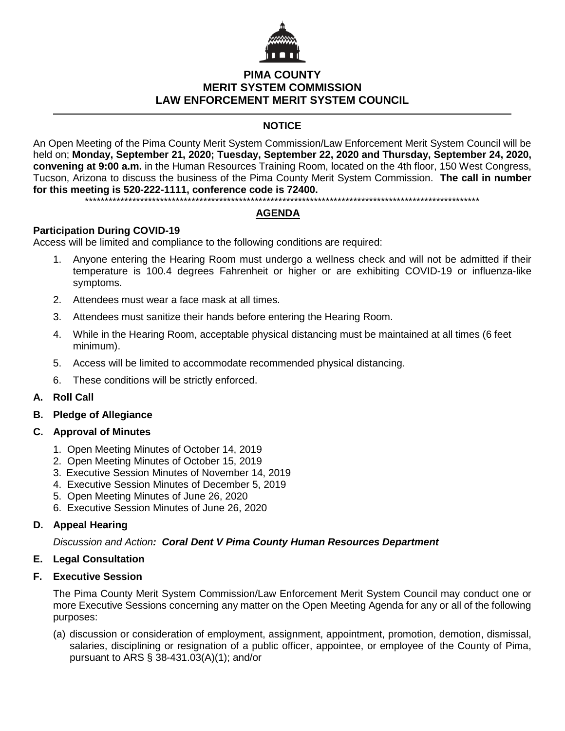# PIMA COUNTY
# MERIT SYSTEM COMMISSION
# LAW ENFORCEMENT MERIT SYSTEM COUNCIL

---

## NOTICE

An Open Meeting of the Pima County Merit System Commission/Law Enforcement Merit System Council will be held on; **Monday, September 21, 2020; Tuesday, September 22, 2020 and Thursday, September 24, 2020, convening at 9:00 a.m.** in the Human Resources Training Room, located on the 4th floor, 150 West Congress, Tucson, Arizona to discuss the business of the Pima County Merit System Commission. **The call in number for this meeting is 520-222-1111, conference code is 72400.**

*********************************************************************************************************

## AGENDA

**Participation During COVID-19**
Access will be limited and compliance to the following conditions are required:

1. Anyone entering the Hearing Room must undergo a wellness check and will not be admitted if their temperature is 100.4 degrees Fahrenheit or higher or are exhibiting COVID-19 or influenza-like symptoms.
2. Attendees must wear a face mask at all times.
3. Attendees must sanitize their hands before entering the Hearing Room.
4. While in the Hearing Room, acceptable physical distancing must be maintained at all times (6 feet minimum).
5. Access will be limited to accommodate recommended physical distancing.
6. These conditions will be strictly enforced.

**A. Roll Call**

**B. Pledge of Allegiance**

**C. Approval of Minutes**

1. Open Meeting Minutes of October 14, 2019
2. Open Meeting Minutes of October 15, 2019
3. Executive Session Minutes of November 14, 2019
4. Executive Session Minutes of December 5, 2019
5. Open Meeting Minutes of June 26, 2020
6. Executive Session Minutes of June 26, 2020

**D. Appeal Hearing**

*Discussion and Action**: Coral Dent V Pima County Human Resources Department***

**E. Legal Consultation**

**F. Executive Session**

The Pima County Merit System Commission/Law Enforcement Merit System Council may conduct one or more Executive Sessions concerning any matter on the Open Meeting Agenda for any or all of the following purposes:

(a) discussion or consideration of employment, assignment, appointment, promotion, demotion, dismissal, salaries, disciplining or resignation of a public officer, appointee, or employee of the County of Pima, pursuant to ARS § 38-431.03(A)(1); and/or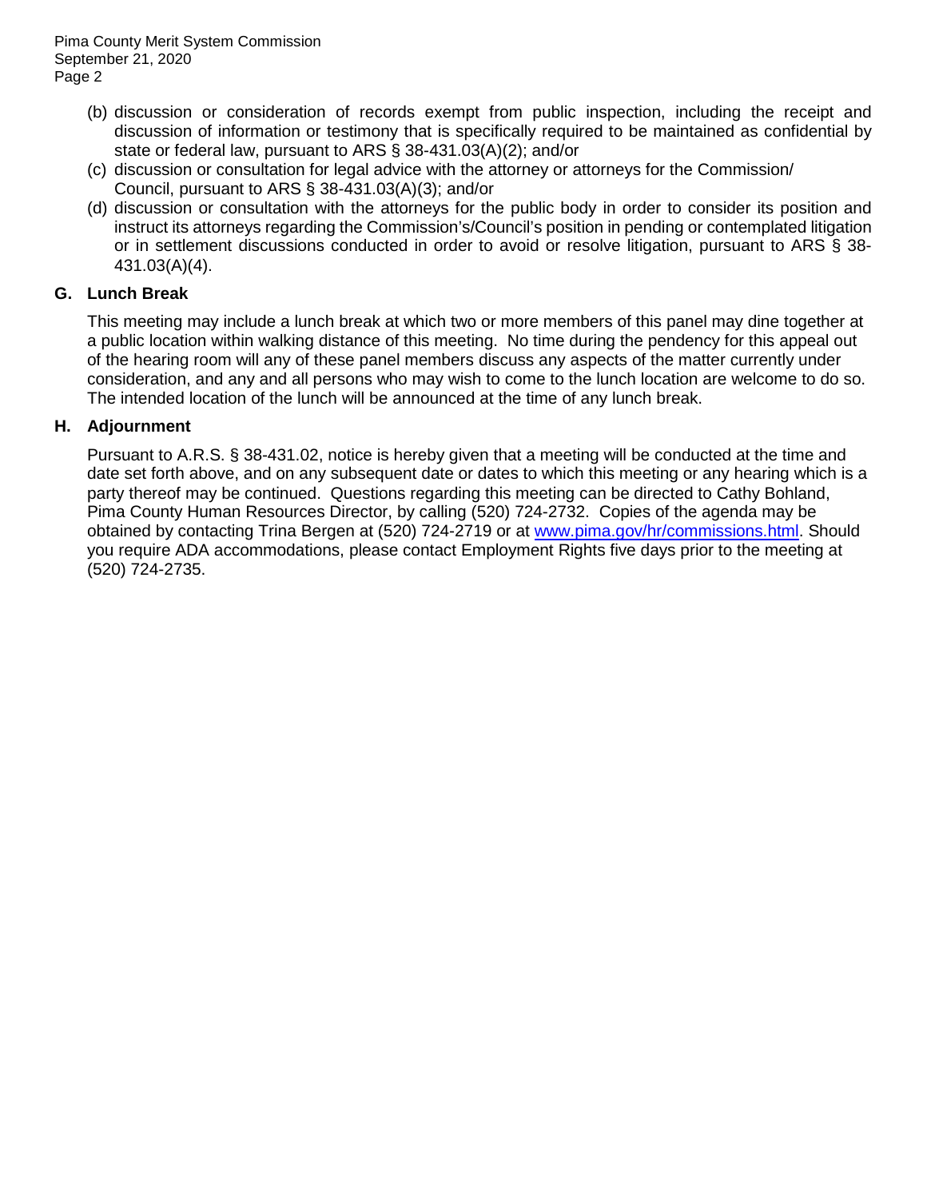(b) discussion or consideration of records exempt from public inspection, including the receipt and discussion of information or testimony that is specifically required to be maintained as confidential by state or federal law, pursuant to ARS § 38-431.03(A)(2); and/or

(c) discussion or consultation for legal advice with the attorney or attorneys for the Commission/ Council, pursuant to ARS § 38-431.03(A)(3); and/or

(d) discussion or consultation with the attorneys for the public body in order to consider its position and instruct its attorneys regarding the Commission's/Council's position in pending or contemplated litigation or in settlement discussions conducted in order to avoid or resolve litigation, pursuant to ARS § 38-431.03(A)(4).

## G. Lunch Break

This meeting may include a lunch break at which two or more members of this panel may dine together at a public location within walking distance of this meeting. No time during the pendency for this appeal out of the hearing room will any of these panel members discuss any aspects of the matter currently under consideration, and any and all persons who may wish to come to the lunch location are welcome to do so. The intended location of the lunch will be announced at the time of any lunch break.

## H. Adjournment

Pursuant to A.R.S. § 38-431.02, notice is hereby given that a meeting will be conducted at the time and date set forth above, and on any subsequent date or dates to which this meeting or any hearing which is a party thereof may be continued. Questions regarding this meeting can be directed to Cathy Bohland, Pima County Human Resources Director, by calling (520) 724-2732. Copies of the agenda may be obtained by contacting Trina Bergen at (520) 724-2719 or at www.pima.gov/hr/commissions.html. Should you require ADA accommodations, please contact Employment Rights five days prior to the meeting at (520) 724-2735.